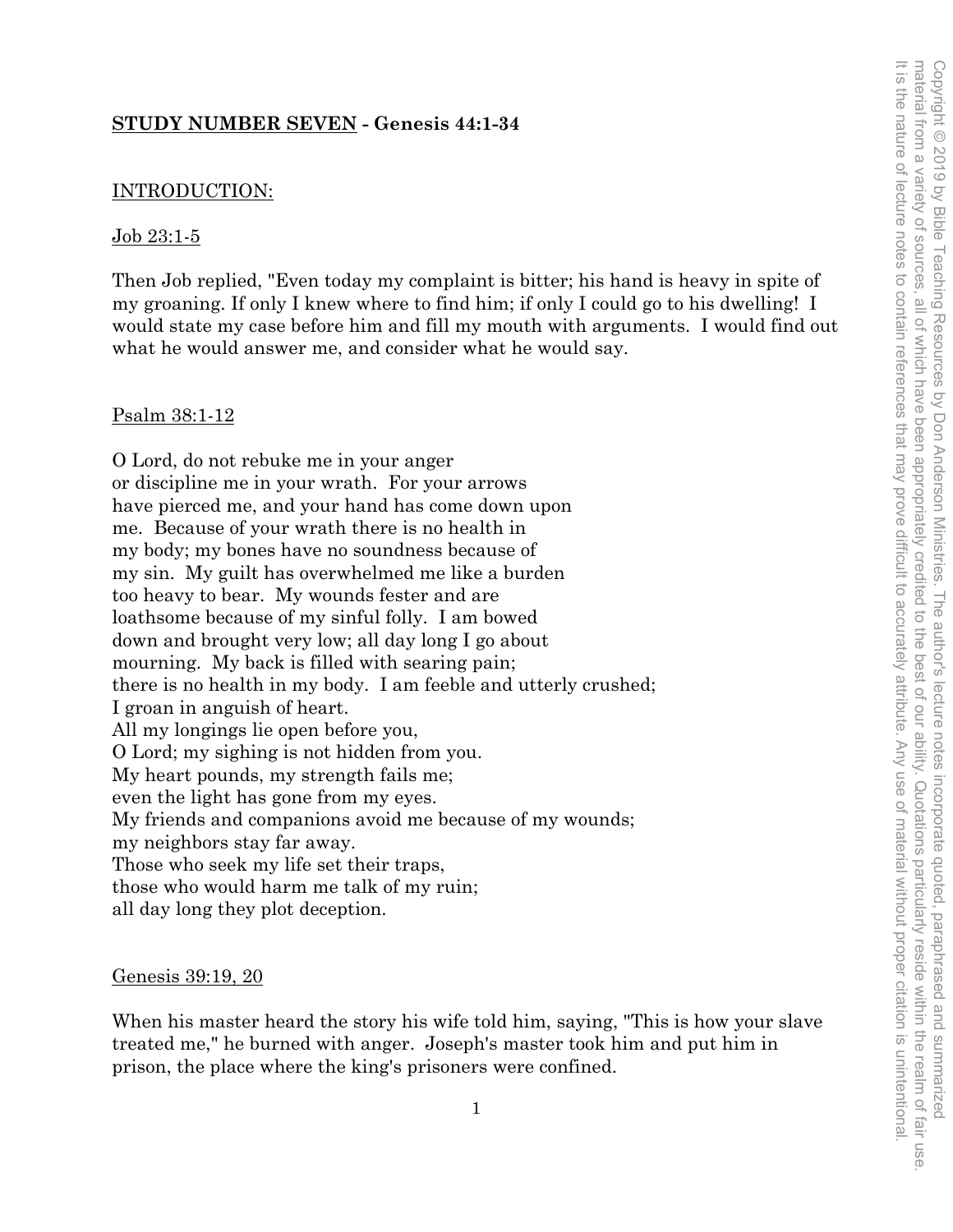**<u>STUDY NUMBER SEVEN</u> - Genesis 44:1-34**

<u>INTRODUCTION:</u>

<u>Job 23:1-5</u>

Then Job replied, "Even today my complaint is bitter; his hand is heavy in spite of my groaning. If only I knew where to find him; if only I could go to his dwelling! I would state my case before him and fill my mouth with arguments. I would find out what he would answer me, and consider what he would say.

<u>Psalm 38:1-12</u>

O Lord, do not rebuke me in your anger
or discipline me in your wrath. For your arrows
have pierced me, and your hand has come down upon
me. Because of your wrath there is no health in
my body; my bones have no soundness because of
my sin. My guilt has overwhelmed me like a burden
too heavy to bear. My wounds fester and are
loathsome because of my sinful folly. I am bowed
down and brought very low; all day long I go about
mourning. My back is filled with searing pain;
there is no health in my body. I am feeble and utterly crushed;
I groan in anguish of heart.
All my longings lie open before you,
O Lord; my sighing is not hidden from you.
My heart pounds, my strength fails me;
even the light has gone from my eyes.
My friends and companions avoid me because of my wounds;
my neighbors stay far away.
Those who seek my life set their traps,
those who would harm me talk of my ruin;
all day long they plot deception.

<u>Genesis 39:19, 20</u>

When his master heard the story his wife told him, saying, "This is how your slave treated me," he burned with anger. Joseph's master took him and put him in prison, the place where the king's prisoners were confined.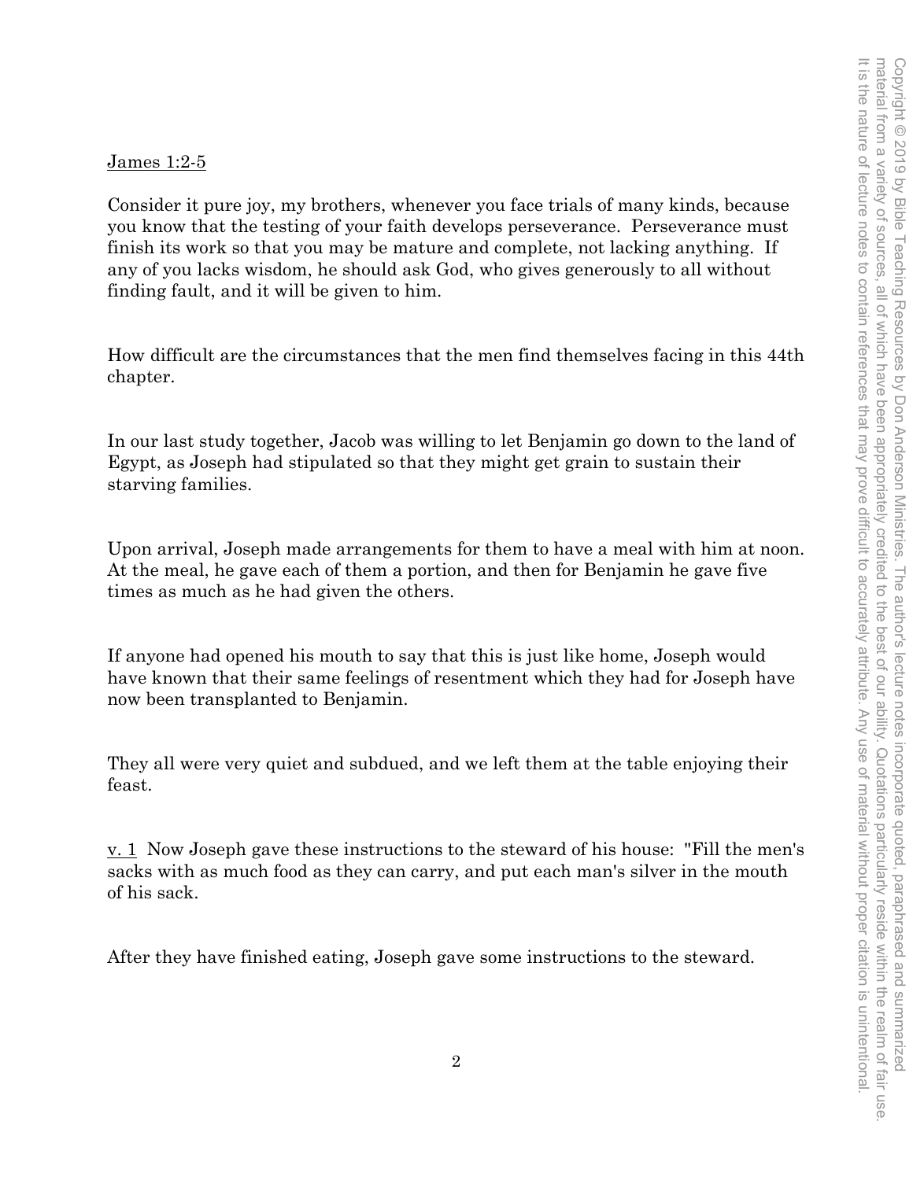James 1:2-5

Consider it pure joy, my brothers, whenever you face trials of many kinds, because you know that the testing of your faith develops perseverance. Perseverance must finish its work so that you may be mature and complete, not lacking anything. If any of you lacks wisdom, he should ask God, who gives generously to all without finding fault, and it will be given to him.

How difficult are the circumstances that the men find themselves facing in this 44th chapter.

In our last study together, Jacob was willing to let Benjamin go down to the land of Egypt, as Joseph had stipulated so that they might get grain to sustain their starving families.

Upon arrival, Joseph made arrangements for them to have a meal with him at noon. At the meal, he gave each of them a portion, and then for Benjamin he gave five times as much as he had given the others.

If anyone had opened his mouth to say that this is just like home, Joseph would have known that their same feelings of resentment which they had for Joseph have now been transplanted to Benjamin.

They all were very quiet and subdued, and we left them at the table enjoying their feast.

v. 1 Now Joseph gave these instructions to the steward of his house: "Fill the men's sacks with as much food as they can carry, and put each man's silver in the mouth of his sack.

After they have finished eating, Joseph gave some instructions to the steward.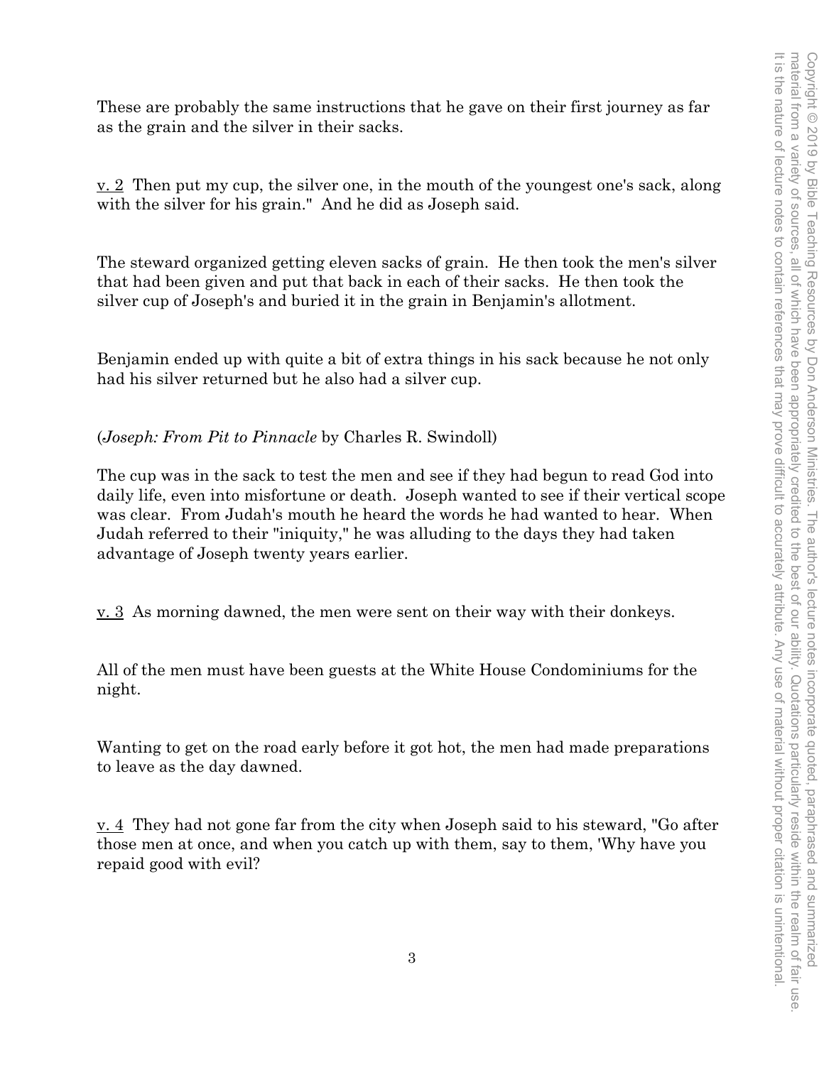These are probably the same instructions that he gave on their first journey as far as the grain and the silver in their sacks.

<u>v. 2</u> Then put my cup, the silver one, in the mouth of the youngest one's sack, along with the silver for his grain." And he did as Joseph said.

The steward organized getting eleven sacks of grain. He then took the men's silver that had been given and put that back in each of their sacks. He then took the silver cup of Joseph's and buried it in the grain in Benjamin's allotment.

Benjamin ended up with quite a bit of extra things in his sack because he not only had his silver returned but he also had a silver cup.

(*Joseph: From Pit to Pinnacle* by Charles R. Swindoll)

The cup was in the sack to test the men and see if they had begun to read God into daily life, even into misfortune or death. Joseph wanted to see if their vertical scope was clear. From Judah's mouth he heard the words he had wanted to hear. When Judah referred to their "iniquity," he was alluding to the days they had taken advantage of Joseph twenty years earlier.

<u>v. 3</u> As morning dawned, the men were sent on their way with their donkeys.

All of the men must have been guests at the White House Condominiums for the night.

Wanting to get on the road early before it got hot, the men had made preparations to leave as the day dawned.

<u>v. 4</u> They had not gone far from the city when Joseph said to his steward, "Go after those men at once, and when you catch up with them, say to them, 'Why have you repaid good with evil?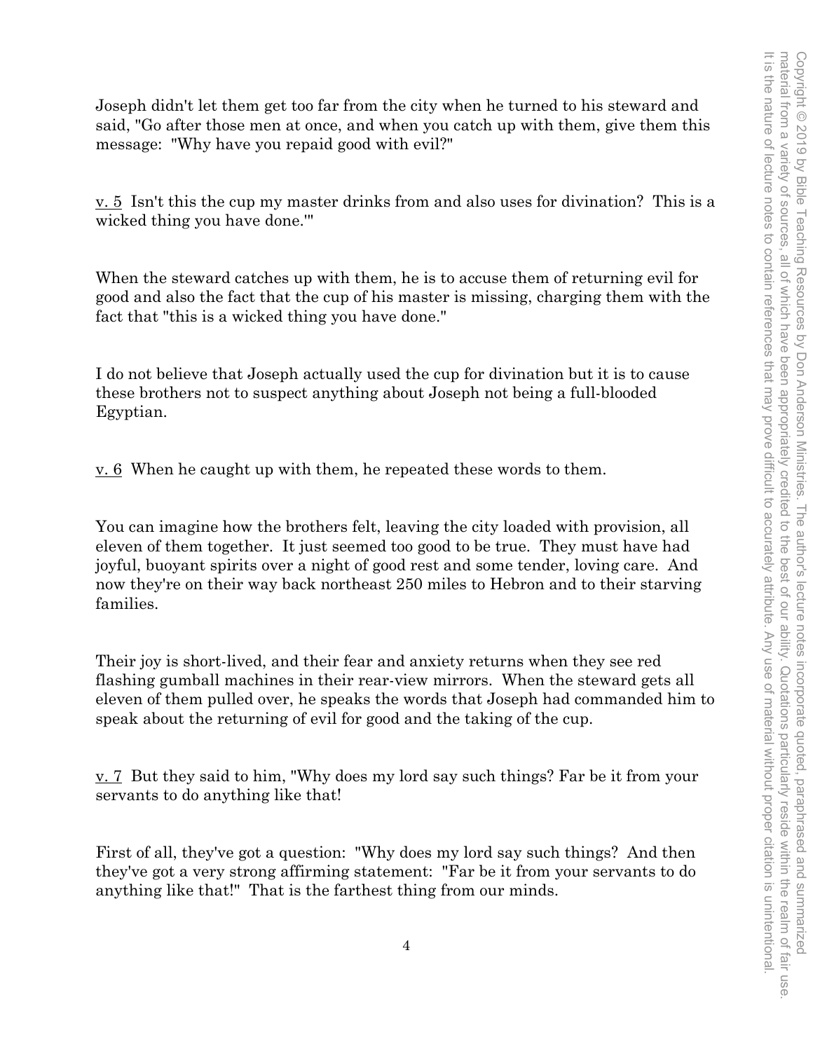Joseph didn't let them get too far from the city when he turned to his steward and said, "Go after those men at once, and when you catch up with them, give them this message: "Why have you repaid good with evil?"

v. 5 Isn't this the cup my master drinks from and also uses for divination? This is a wicked thing you have done.'"

When the steward catches up with them, he is to accuse them of returning evil for good and also the fact that the cup of his master is missing, charging them with the fact that "this is a wicked thing you have done."

I do not believe that Joseph actually used the cup for divination but it is to cause these brothers not to suspect anything about Joseph not being a full-blooded Egyptian.

v. 6 When he caught up with them, he repeated these words to them.

You can imagine how the brothers felt, leaving the city loaded with provision, all eleven of them together. It just seemed too good to be true. They must have had joyful, buoyant spirits over a night of good rest and some tender, loving care. And now they're on their way back northeast 250 miles to Hebron and to their starving families.

Their joy is short-lived, and their fear and anxiety returns when they see red flashing gumball machines in their rear-view mirrors. When the steward gets all eleven of them pulled over, he speaks the words that Joseph had commanded him to speak about the returning of evil for good and the taking of the cup.

v. 7 But they said to him, "Why does my lord say such things? Far be it from your servants to do anything like that!

First of all, they've got a question: "Why does my lord say such things? And then they've got a very strong affirming statement: "Far be it from your servants to do anything like that!" That is the farthest thing from our minds.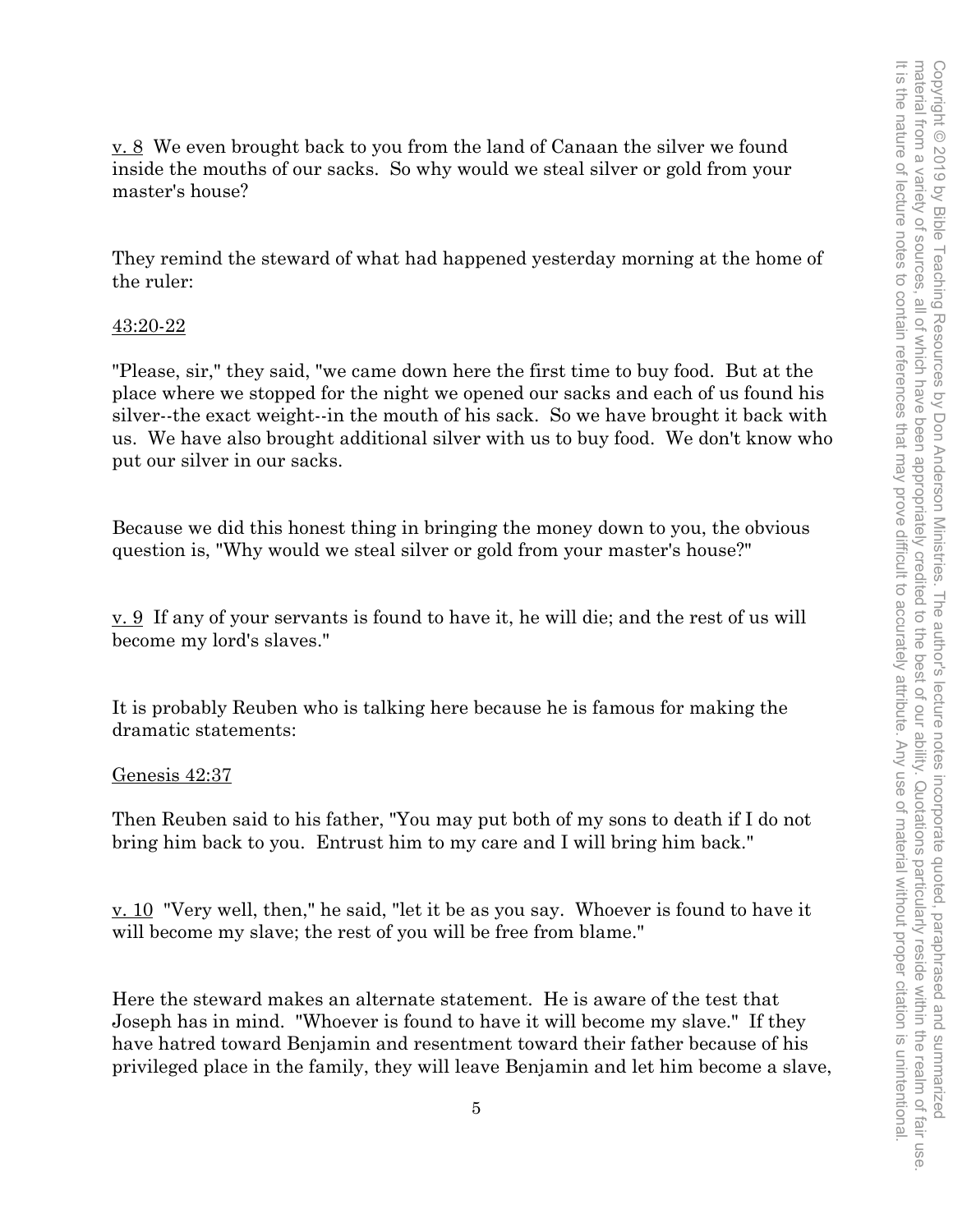v. 8 We even brought back to you from the land of Canaan the silver we found inside the mouths of our sacks. So why would we steal silver or gold from your master's house?

They remind the steward of what had happened yesterday morning at the home of the ruler:

43:20-22

"Please, sir," they said, "we came down here the first time to buy food. But at the place where we stopped for the night we opened our sacks and each of us found his silver--the exact weight--in the mouth of his sack. So we have brought it back with us. We have also brought additional silver with us to buy food. We don't know who put our silver in our sacks.

Because we did this honest thing in bringing the money down to you, the obvious question is, "Why would we steal silver or gold from your master's house?"

v. 9 If any of your servants is found to have it, he will die; and the rest of us will become my lord's slaves."

It is probably Reuben who is talking here because he is famous for making the dramatic statements:

Genesis 42:37

Then Reuben said to his father, "You may put both of my sons to death if I do not bring him back to you. Entrust him to my care and I will bring him back."

v. 10 "Very well, then," he said, "let it be as you say. Whoever is found to have it will become my slave; the rest of you will be free from blame."

Here the steward makes an alternate statement. He is aware of the test that Joseph has in mind. "Whoever is found to have it will become my slave." If they have hatred toward Benjamin and resentment toward their father because of his privileged place in the family, they will leave Benjamin and let him become a slave,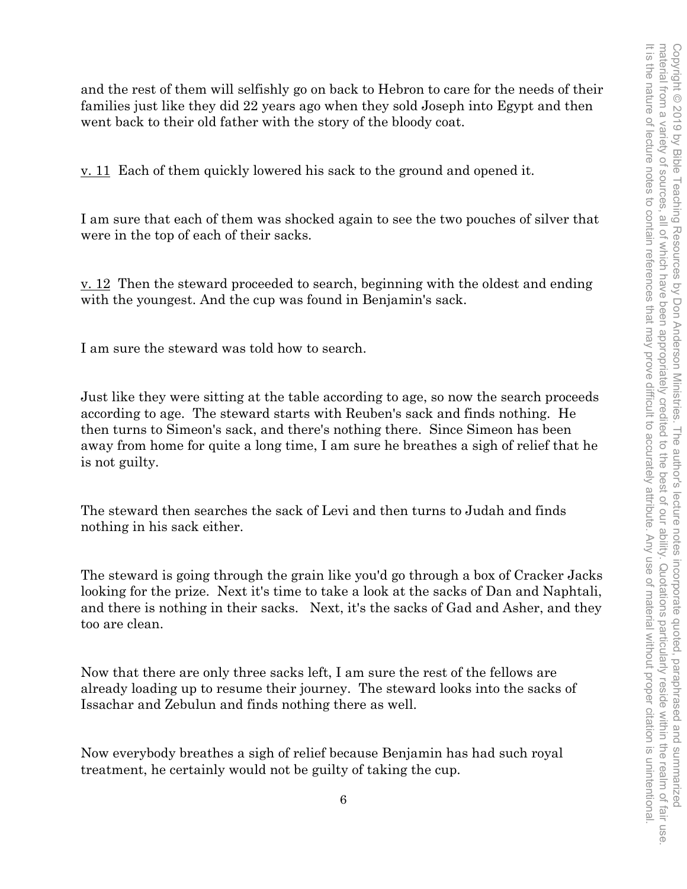and the rest of them will selfishly go on back to Hebron to care for the needs of their families just like they did 22 years ago when they sold Joseph into Egypt and then went back to their old father with the story of the bloody coat.

v. 11 Each of them quickly lowered his sack to the ground and opened it.

I am sure that each of them was shocked again to see the two pouches of silver that were in the top of each of their sacks.

v. 12 Then the steward proceeded to search, beginning with the oldest and ending with the youngest. And the cup was found in Benjamin's sack.

I am sure the steward was told how to search.

Just like they were sitting at the table according to age, so now the search proceeds according to age. The steward starts with Reuben's sack and finds nothing. He then turns to Simeon's sack, and there's nothing there. Since Simeon has been away from home for quite a long time, I am sure he breathes a sigh of relief that he is not guilty.

The steward then searches the sack of Levi and then turns to Judah and finds nothing in his sack either.

The steward is going through the grain like you'd go through a box of Cracker Jacks looking for the prize. Next it's time to take a look at the sacks of Dan and Naphtali, and there is nothing in their sacks. Next, it's the sacks of Gad and Asher, and they too are clean.

Now that there are only three sacks left, I am sure the rest of the fellows are already loading up to resume their journey. The steward looks into the sacks of Issachar and Zebulun and finds nothing there as well.

Now everybody breathes a sigh of relief because Benjamin has had such royal treatment, he certainly would not be guilty of taking the cup.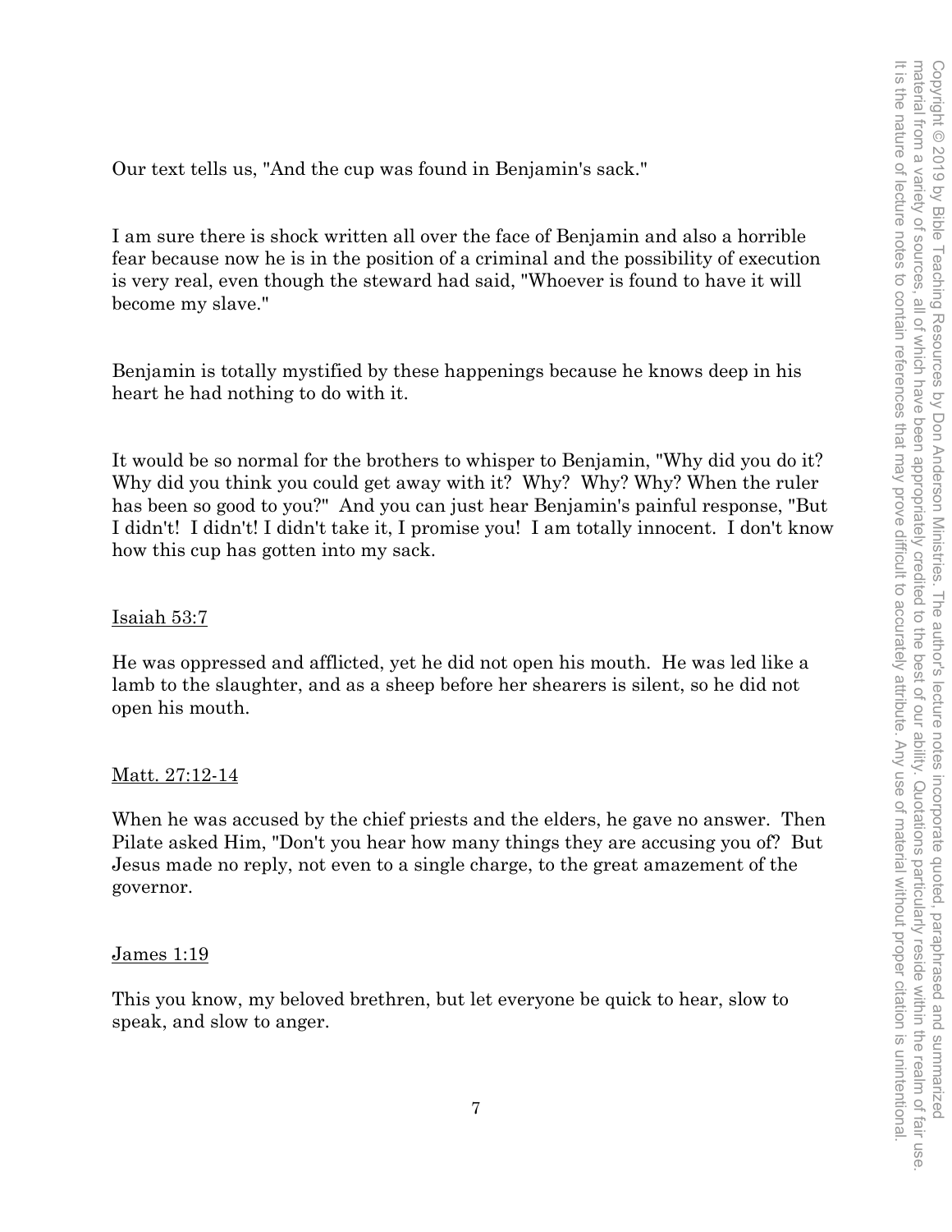Our text tells us, "And the cup was found in Benjamin's sack."

I am sure there is shock written all over the face of Benjamin and also a horrible fear because now he is in the position of a criminal and the possibility of execution is very real, even though the steward had said, "Whoever is found to have it will become my slave."

Benjamin is totally mystified by these happenings because he knows deep in his heart he had nothing to do with it.

It would be so normal for the brothers to whisper to Benjamin, "Why did you do it? Why did you think you could get away with it? Why? Why? Why? When the ruler has been so good to you?" And you can just hear Benjamin's painful response, "But I didn't! I didn't! I didn't take it, I promise you! I am totally innocent. I don't know how this cup has gotten into my sack.

<u>Isaiah 53:7</u>

He was oppressed and afflicted, yet he did not open his mouth. He was led like a lamb to the slaughter, and as a sheep before her shearers is silent, so he did not open his mouth.

<u>Matt. 27:12-14</u>

When he was accused by the chief priests and the elders, he gave no answer. Then Pilate asked Him, "Don't you hear how many things they are accusing you of? But Jesus made no reply, not even to a single charge, to the great amazement of the governor.

<u>James 1:19</u>

This you know, my beloved brethren, but let everyone be quick to hear, slow to speak, and slow to anger.

Copyright © 2019 by Bible Teaching Resources by Don Anderson Ministries. The author's lecture notes incorporate quoted, paraphrased and summarized material from a variety of sources, all of which have been appropriately credited to the best of our ability. Quotations particularly reside within the realm of fair use. It is the nature of lecture notes to contain references that may prove difficult to accurately attribute. Any use of material without proper citation is unintentional.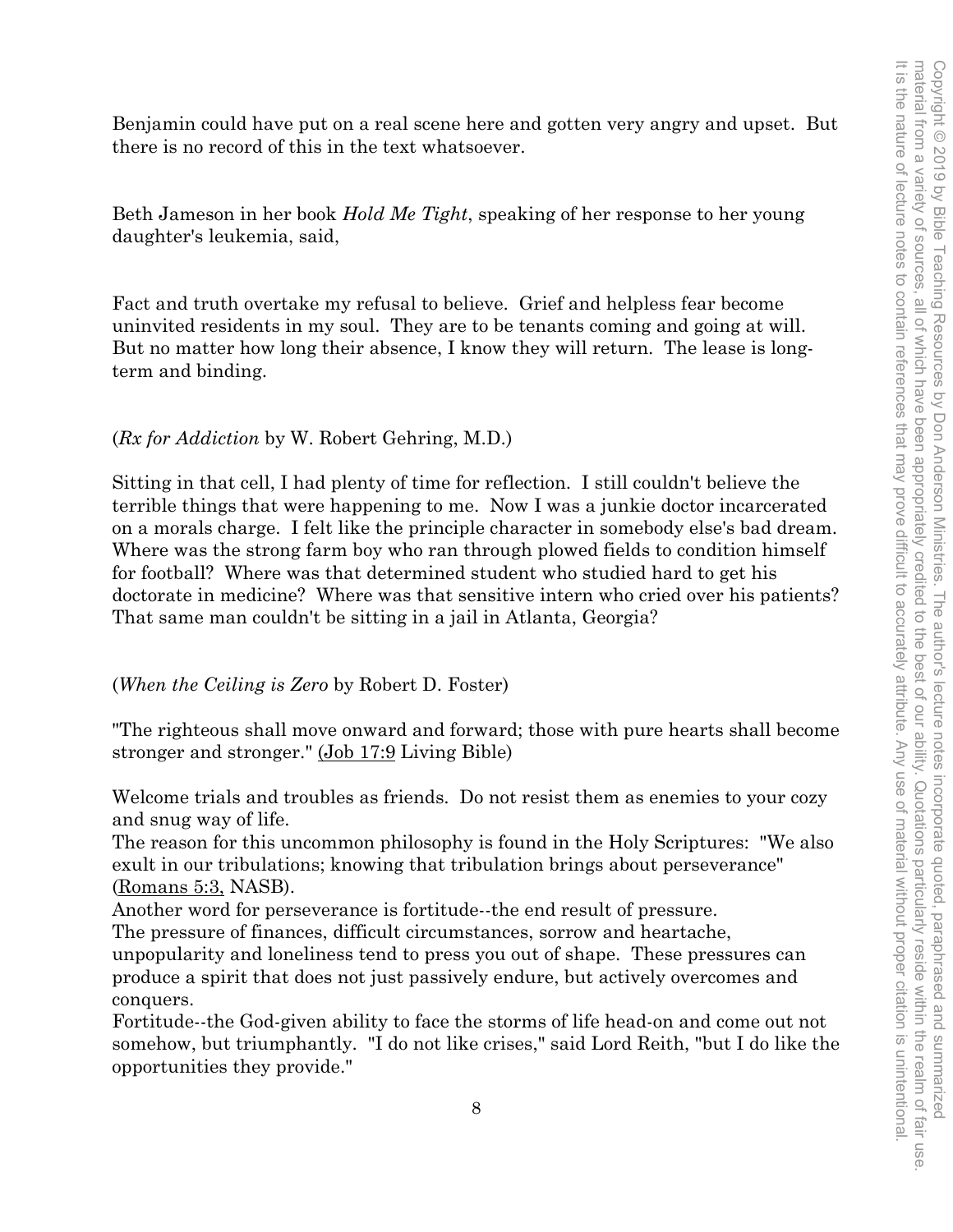Benjamin could have put on a real scene here and gotten very angry and upset. But there is no record of this in the text whatsoever.

Beth Jameson in her book *Hold Me Tight*, speaking of her response to her young daughter's leukemia, said,

Fact and truth overtake my refusal to believe. Grief and helpless fear become uninvited residents in my soul. They are to be tenants coming and going at will. But no matter how long their absence, I know they will return. The lease is long-term and binding.

(*Rx for Addiction* by W. Robert Gehring, M.D.)

Sitting in that cell, I had plenty of time for reflection. I still couldn't believe the terrible things that were happening to me. Now I was a junkie doctor incarcerated on a morals charge. I felt like the principle character in somebody else's bad dream. Where was the strong farm boy who ran through plowed fields to condition himself for football? Where was that determined student who studied hard to get his doctorate in medicine? Where was that sensitive intern who cried over his patients? That same man couldn't be sitting in a jail in Atlanta, Georgia?

(*When the Ceiling is Zero* by Robert D. Foster)

"The righteous shall move onward and forward; those with pure hearts shall become stronger and stronger." (Job 17:9 Living Bible)

Welcome trials and troubles as friends. Do not resist them as enemies to your cozy and snug way of life.

The reason for this uncommon philosophy is found in the Holy Scriptures: "We also exult in our tribulations; knowing that tribulation brings about perseverance" (Romans 5:3, NASB).

Another word for perseverance is fortitude--the end result of pressure.

The pressure of finances, difficult circumstances, sorrow and heartache, unpopularity and loneliness tend to press you out of shape. These pressures can produce a spirit that does not just passively endure, but actively overcomes and conquers.

Fortitude--the God-given ability to face the storms of life head-on and come out not somehow, but triumphantly. "I do not like crises," said Lord Reith, "but I do like the opportunities they provide."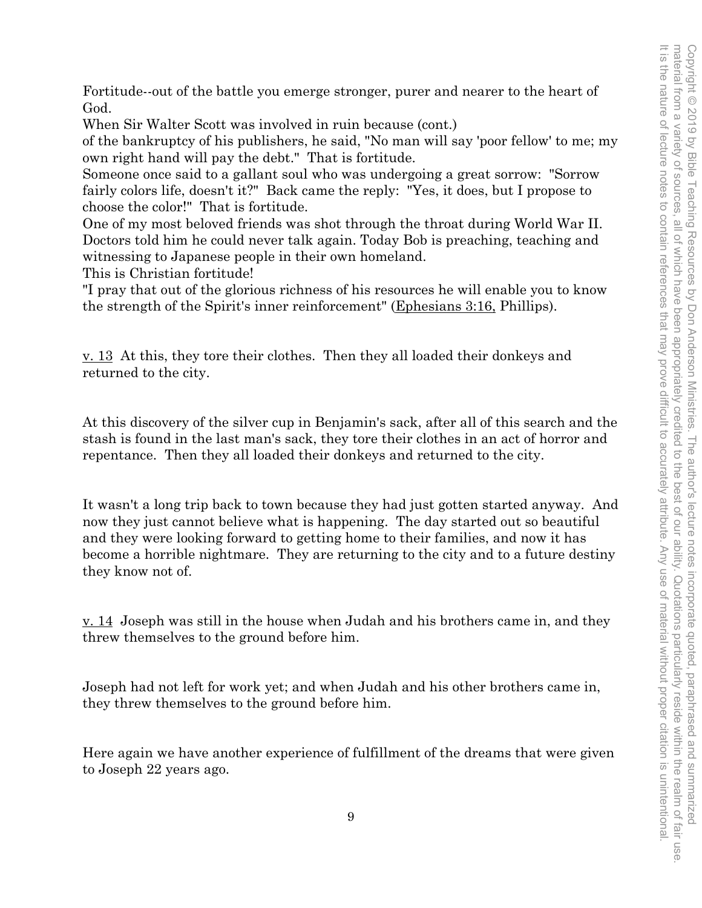Fortitude--out of the battle you emerge stronger, purer and nearer to the heart of God.

When Sir Walter Scott was involved in ruin because (cont.)
of the bankruptcy of his publishers, he said, "No man will say 'poor fellow' to me; my own right hand will pay the debt." That is fortitude.

Someone once said to a gallant soul who was undergoing a great sorrow: "Sorrow fairly colors life, doesn't it?" Back came the reply: "Yes, it does, but I propose to choose the color!" That is fortitude.

One of my most beloved friends was shot through the throat during World War II. Doctors told him he could never talk again. Today Bob is preaching, teaching and witnessing to Japanese people in their own homeland.

This is Christian fortitude!

"I pray that out of the glorious richness of his resources he will enable you to know the strength of the Spirit's inner reinforcement" (Ephesians 3:16, Phillips).

v. 13 At this, they tore their clothes. Then they all loaded their donkeys and returned to the city.

At this discovery of the silver cup in Benjamin's sack, after all of this search and the stash is found in the last man's sack, they tore their clothes in an act of horror and repentance. Then they all loaded their donkeys and returned to the city.

It wasn't a long trip back to town because they had just gotten started anyway. And now they just cannot believe what is happening. The day started out so beautiful and they were looking forward to getting home to their families, and now it has become a horrible nightmare. They are returning to the city and to a future destiny they know not of.

v. 14 Joseph was still in the house when Judah and his brothers came in, and they threw themselves to the ground before him.

Joseph had not left for work yet; and when Judah and his other brothers came in, they threw themselves to the ground before him.

Here again we have another experience of fulfillment of the dreams that were given to Joseph 22 years ago.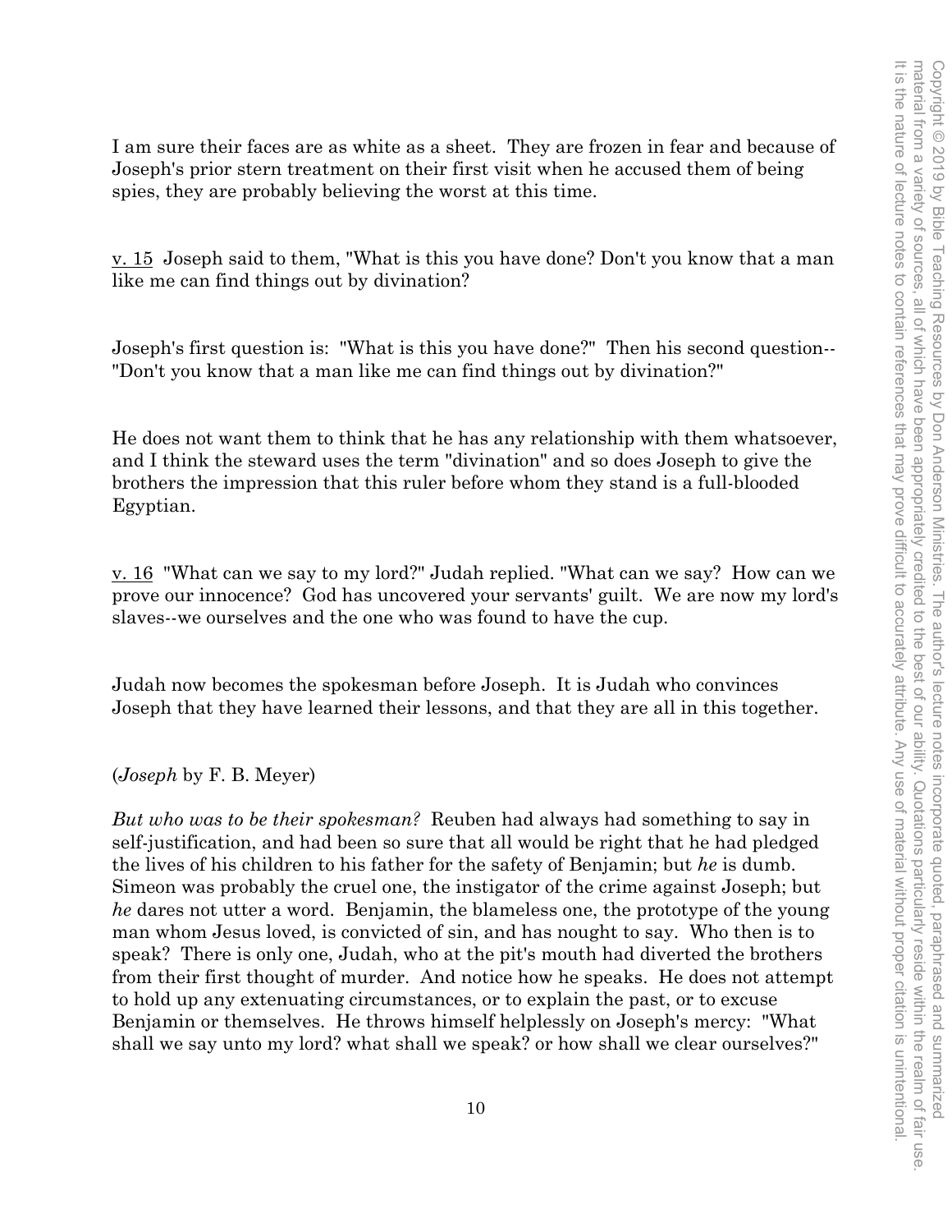I am sure their faces are as white as a sheet. They are frozen in fear and because of Joseph's prior stern treatment on their first visit when he accused them of being spies, they are probably believing the worst at this time.

v. 15 Joseph said to them, "What is this you have done? Don't you know that a man like me can find things out by divination?

Joseph's first question is: "What is this you have done?" Then his second question-- "Don't you know that a man like me can find things out by divination?"

He does not want them to think that he has any relationship with them whatsoever, and I think the steward uses the term "divination" and so does Joseph to give the brothers the impression that this ruler before whom they stand is a full-blooded Egyptian.

v. 16 "What can we say to my lord?" Judah replied. "What can we say? How can we prove our innocence? God has uncovered your servants' guilt. We are now my lord's slaves--we ourselves and the one who was found to have the cup.

Judah now becomes the spokesman before Joseph. It is Judah who convinces Joseph that they have learned their lessons, and that they are all in this together.

(*Joseph* by F. B. Meyer)

*But who was to be their spokesman?* Reuben had always had something to say in self-justification, and had been so sure that all would be right that he had pledged the lives of his children to his father for the safety of Benjamin; but *he* is dumb. Simeon was probably the cruel one, the instigator of the crime against Joseph; but *he* dares not utter a word. Benjamin, the blameless one, the prototype of the young man whom Jesus loved, is convicted of sin, and has nought to say. Who then is to speak? There is only one, Judah, who at the pit's mouth had diverted the brothers from their first thought of murder. And notice how he speaks. He does not attempt to hold up any extenuating circumstances, or to explain the past, or to excuse Benjamin or themselves. He throws himself helplessly on Joseph's mercy: "What shall we say unto my lord? what shall we speak? or how shall we clear ourselves?"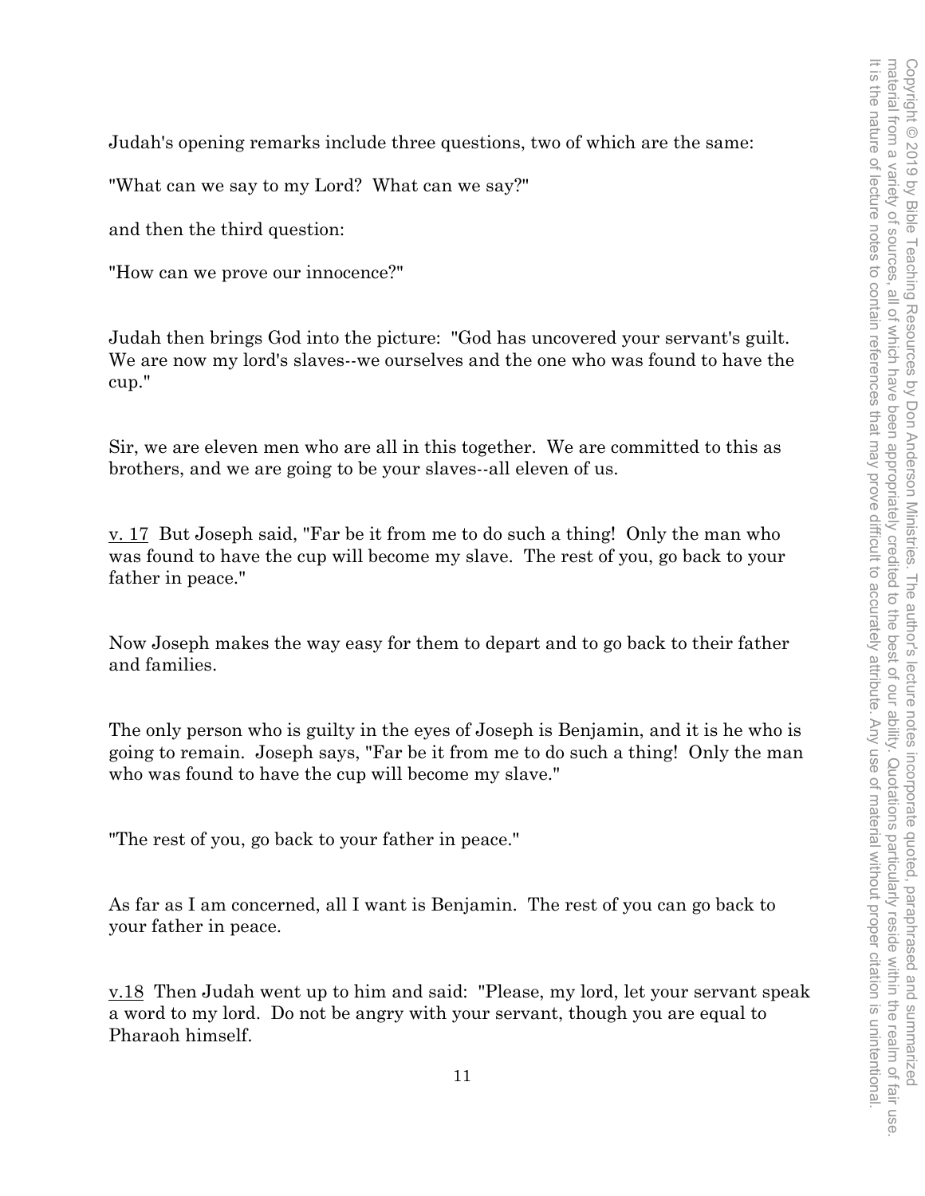Judah's opening remarks include three questions, two of which are the same:

"What can we say to my Lord? What can we say?"

and then the third question:

"How can we prove our innocence?"

Judah then brings God into the picture: "God has uncovered your servant's guilt. We are now my lord's slaves--we ourselves and the one who was found to have the cup."

Sir, we are eleven men who are all in this together. We are committed to this as brothers, and we are going to be your slaves--all eleven of us.

<u>v. 17</u> But Joseph said, "Far be it from me to do such a thing! Only the man who was found to have the cup will become my slave. The rest of you, go back to your father in peace."

Now Joseph makes the way easy for them to depart and to go back to their father and families.

The only person who is guilty in the eyes of Joseph is Benjamin, and it is he who is going to remain. Joseph says, "Far be it from me to do such a thing! Only the man who was found to have the cup will become my slave."

"The rest of you, go back to your father in peace."

As far as I am concerned, all I want is Benjamin. The rest of you can go back to your father in peace.

<u>v.18</u> Then Judah went up to him and said: "Please, my lord, let your servant speak a word to my lord. Do not be angry with your servant, though you are equal to Pharaoh himself.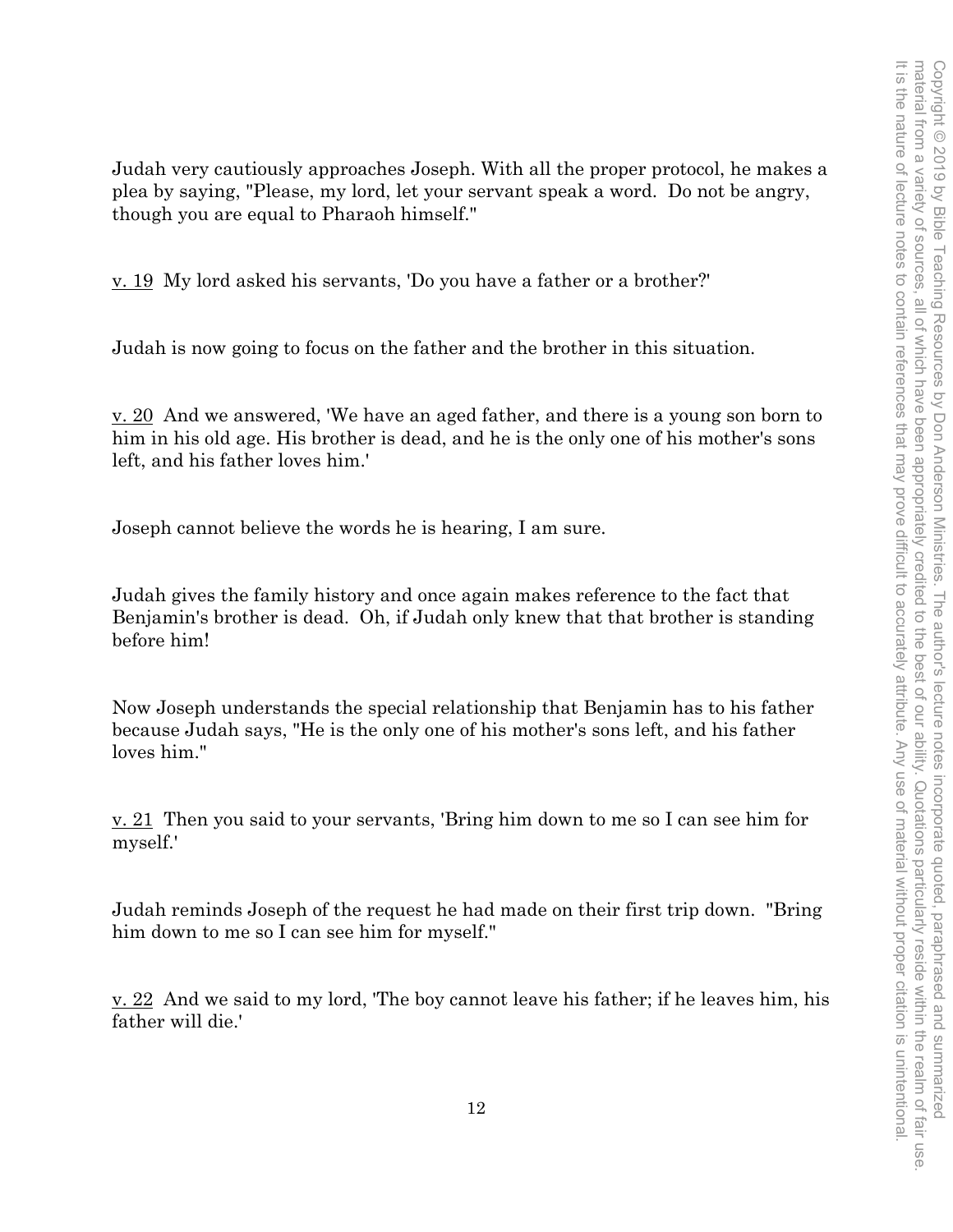Judah very cautiously approaches Joseph. With all the proper protocol, he makes a plea by saying, "Please, my lord, let your servant speak a word.  Do not be angry, though you are equal to Pharaoh himself."

<u>v. 19</u>  My lord asked his servants, 'Do you have a father or a brother?'

Judah is now going to focus on the father and the brother in this situation.

<u>v. 20</u>  And we answered, 'We have an aged father, and there is a young son born to him in his old age. His brother is dead, and he is the only one of his mother's sons left, and his father loves him.'

Joseph cannot believe the words he is hearing, I am sure.

Judah gives the family history and once again makes reference to the fact that Benjamin's brother is dead.  Oh, if Judah only knew that that brother is standing before him!

Now Joseph understands the special relationship that Benjamin has to his father because Judah says, "He is the only one of his mother's sons left, and his father loves him."

<u>v. 21</u>  Then you said to your servants, 'Bring him down to me so I can see him for myself.'

Judah reminds Joseph of the request he had made on their first trip down.  "Bring him down to me so I can see him for myself."

<u>v. 22</u>  And we said to my lord, 'The boy cannot leave his father; if he leaves him, his father will die.'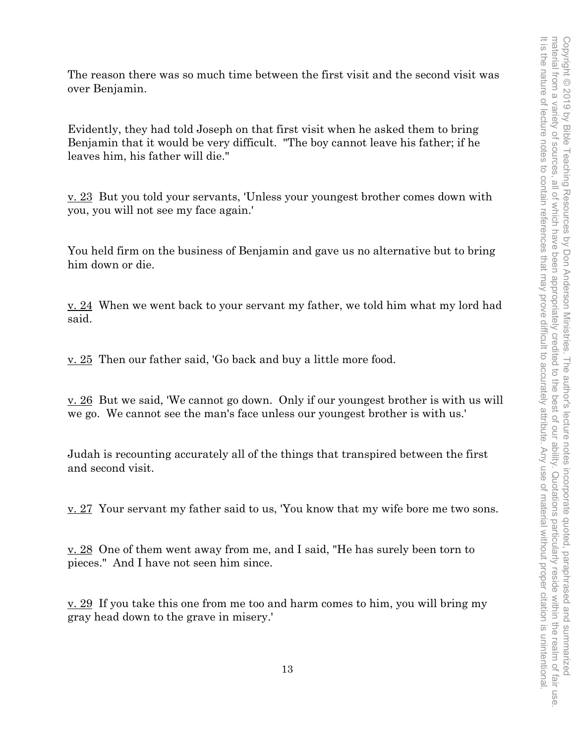The reason there was so much time between the first visit and the second visit was over Benjamin.

Evidently, they had told Joseph on that first visit when he asked them to bring Benjamin that it would be very difficult. "The boy cannot leave his father; if he leaves him, his father will die."

v. 23 But you told your servants, 'Unless your youngest brother comes down with you, you will not see my face again.'

You held firm on the business of Benjamin and gave us no alternative but to bring him down or die.

v. 24 When we went back to your servant my father, we told him what my lord had said.

v. 25 Then our father said, 'Go back and buy a little more food.

v. 26 But we said, 'We cannot go down. Only if our youngest brother is with us will we go. We cannot see the man's face unless our youngest brother is with us.'

Judah is recounting accurately all of the things that transpired between the first and second visit.

v. 27 Your servant my father said to us, 'You know that my wife bore me two sons.

v. 28 One of them went away from me, and I said, "He has surely been torn to pieces." And I have not seen him since.

v. 29 If you take this one from me too and harm comes to him, you will bring my gray head down to the grave in misery.'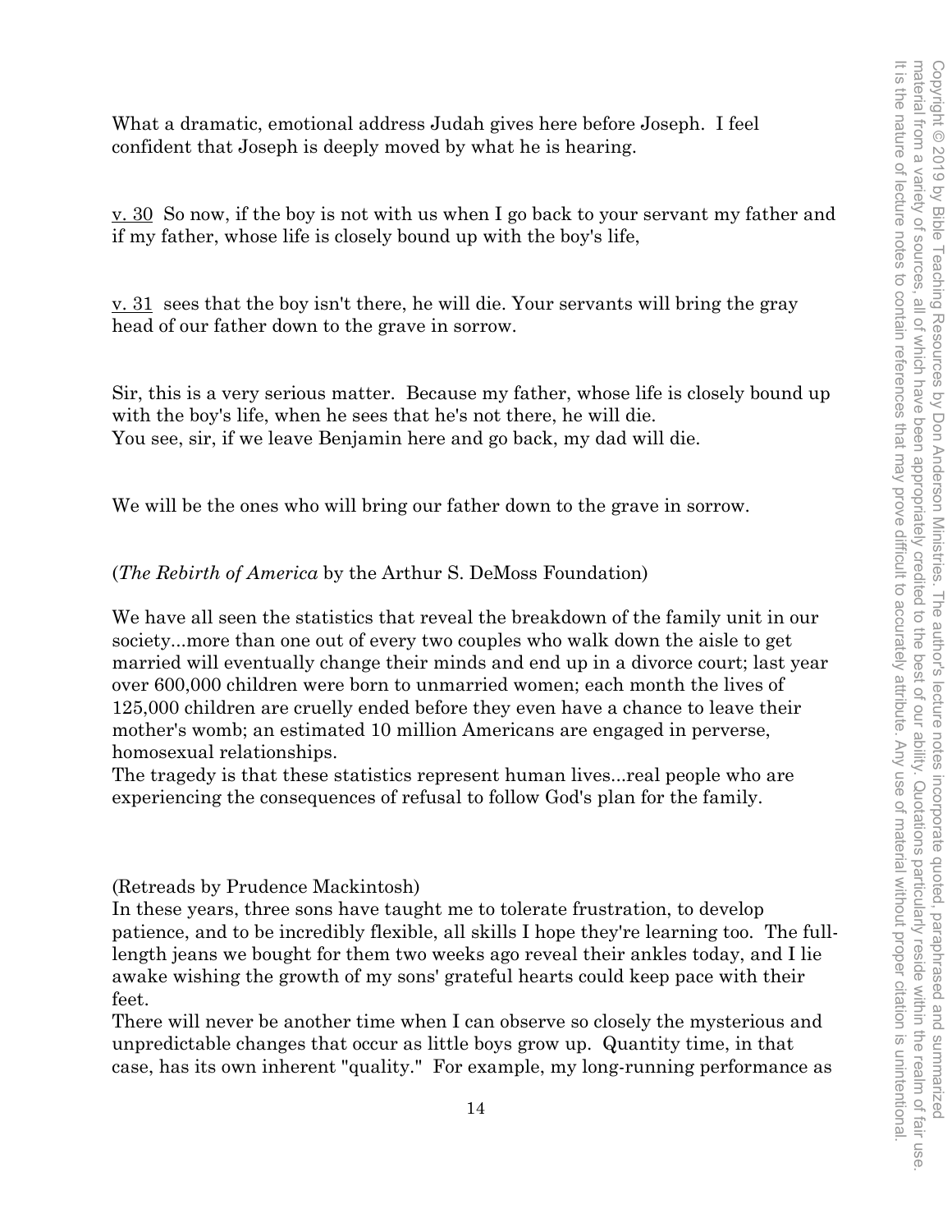What a dramatic, emotional address Judah gives here before Joseph. I feel confident that Joseph is deeply moved by what he is hearing.

v. 30 So now, if the boy is not with us when I go back to your servant my father and if my father, whose life is closely bound up with the boy's life,

v. 31 sees that the boy isn't there, he will die. Your servants will bring the gray head of our father down to the grave in sorrow.

Sir, this is a very serious matter. Because my father, whose life is closely bound up with the boy's life, when he sees that he's not there, he will die.
You see, sir, if we leave Benjamin here and go back, my dad will die.

We will be the ones who will bring our father down to the grave in sorrow.

(*The Rebirth of America* by the Arthur S. DeMoss Foundation)

We have all seen the statistics that reveal the breakdown of the family unit in our society...more than one out of every two couples who walk down the aisle to get married will eventually change their minds and end up in a divorce court; last year over 600,000 children were born to unmarried women; each month the lives of 125,000 children are cruelly ended before they even have a chance to leave their mother's womb; an estimated 10 million Americans are engaged in perverse, homosexual relationships.
The tragedy is that these statistics represent human lives...real people who are experiencing the consequences of refusal to follow God's plan for the family.

(Retreads by Prudence Mackintosh)
In these years, three sons have taught me to tolerate frustration, to develop patience, and to be incredibly flexible, all skills I hope they're learning too. The full-length jeans we bought for them two weeks ago reveal their ankles today, and I lie awake wishing the growth of my sons' grateful hearts could keep pace with their feet.
There will never be another time when I can observe so closely the mysterious and unpredictable changes that occur as little boys grow up. Quantity time, in that case, has its own inherent "quality." For example, my long-running performance as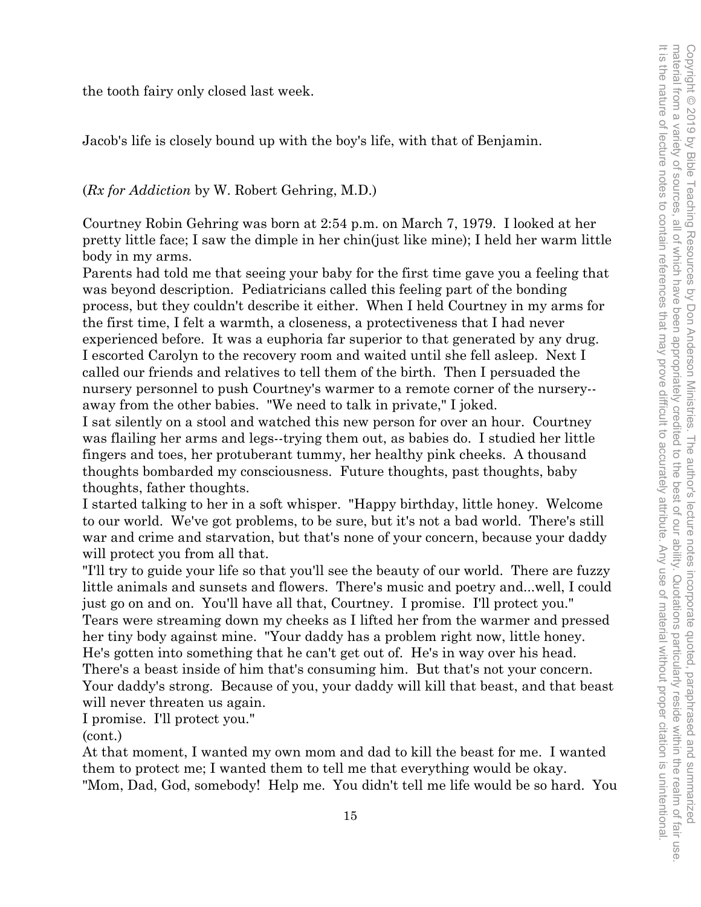the tooth fairy only closed last week.

Jacob's life is closely bound up with the boy's life, with that of Benjamin.

(*Rx for Addiction* by W. Robert Gehring, M.D.)

Courtney Robin Gehring was born at 2:54 p.m. on March 7, 1979. I looked at her pretty little face; I saw the dimple in her chin(just like mine); I held her warm little body in my arms.
Parents had told me that seeing your baby for the first time gave you a feeling that was beyond description. Pediatricians called this feeling part of the bonding process, but they couldn't describe it either. When I held Courtney in my arms for the first time, I felt a warmth, a closeness, a protectiveness that I had never experienced before. It was a euphoria far superior to that generated by any drug.
I escorted Carolyn to the recovery room and waited until she fell asleep. Next I called our friends and relatives to tell them of the birth. Then I persuaded the nursery personnel to push Courtney's warmer to a remote corner of the nursery--away from the other babies. "We need to talk in private," I joked.
I sat silently on a stool and watched this new person for over an hour. Courtney was flailing her arms and legs--trying them out, as babies do. I studied her little fingers and toes, her protuberant tummy, her healthy pink cheeks. A thousand thoughts bombarded my consciousness. Future thoughts, past thoughts, baby thoughts, father thoughts.
I started talking to her in a soft whisper. "Happy birthday, little honey. Welcome to our world. We've got problems, to be sure, but it's not a bad world. There's still war and crime and starvation, but that's none of your concern, because your daddy will protect you from all that.
"I'll try to guide your life so that you'll see the beauty of our world. There are fuzzy little animals and sunsets and flowers. There's music and poetry and...well, I could just go on and on. You'll have all that, Courtney. I promise. I'll protect you."
Tears were streaming down my cheeks as I lifted her from the warmer and pressed her tiny body against mine. "Your daddy has a problem right now, little honey. He's gotten into something that he can't get out of. He's in way over his head. There's a beast inside of him that's consuming him. But that's not your concern. Your daddy's strong. Because of you, your daddy will kill that beast, and that beast will never threaten us again.
I promise. I'll protect you."
(cont.)
At that moment, I wanted my own mom and dad to kill the beast for me. I wanted them to protect me; I wanted them to tell me that everything would be okay.
"Mom, Dad, God, somebody! Help me. You didn't tell me life would be so hard. You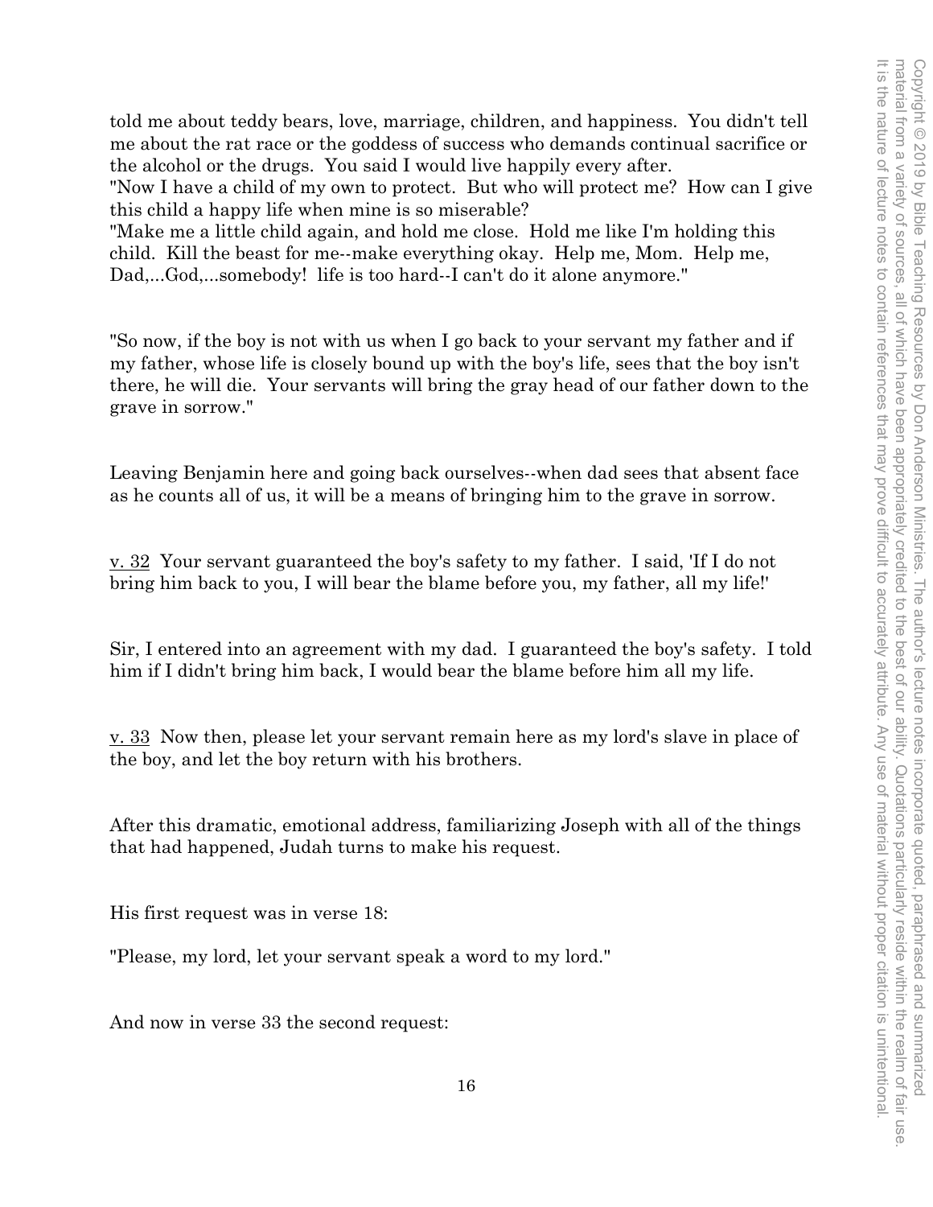told me about teddy bears, love, marriage, children, and happiness. You didn't tell me about the rat race or the goddess of success who demands continual sacrifice or the alcohol or the drugs. You said I would live happily every after.
"Now I have a child of my own to protect. But who will protect me? How can I give this child a happy life when mine is so miserable?
"Make me a little child again, and hold me close. Hold me like I'm holding this child. Kill the beast for me--make everything okay. Help me, Mom. Help me, Dad,...God,...somebody! life is too hard--I can't do it alone anymore."

"So now, if the boy is not with us when I go back to your servant my father and if my father, whose life is closely bound up with the boy's life, sees that the boy isn't there, he will die. Your servants will bring the gray head of our father down to the grave in sorrow."

Leaving Benjamin here and going back ourselves--when dad sees that absent face as he counts all of us, it will be a means of bringing him to the grave in sorrow.

<u>v. 32</u> Your servant guaranteed the boy's safety to my father. I said, 'If I do not bring him back to you, I will bear the blame before you, my father, all my life!'

Sir, I entered into an agreement with my dad. I guaranteed the boy's safety. I told him if I didn't bring him back, I would bear the blame before him all my life.

<u>v. 33</u> Now then, please let your servant remain here as my lord's slave in place of the boy, and let the boy return with his brothers.

After this dramatic, emotional address, familiarizing Joseph with all of the things that had happened, Judah turns to make his request.

His first request was in verse 18:

"Please, my lord, let your servant speak a word to my lord."

And now in verse 33 the second request: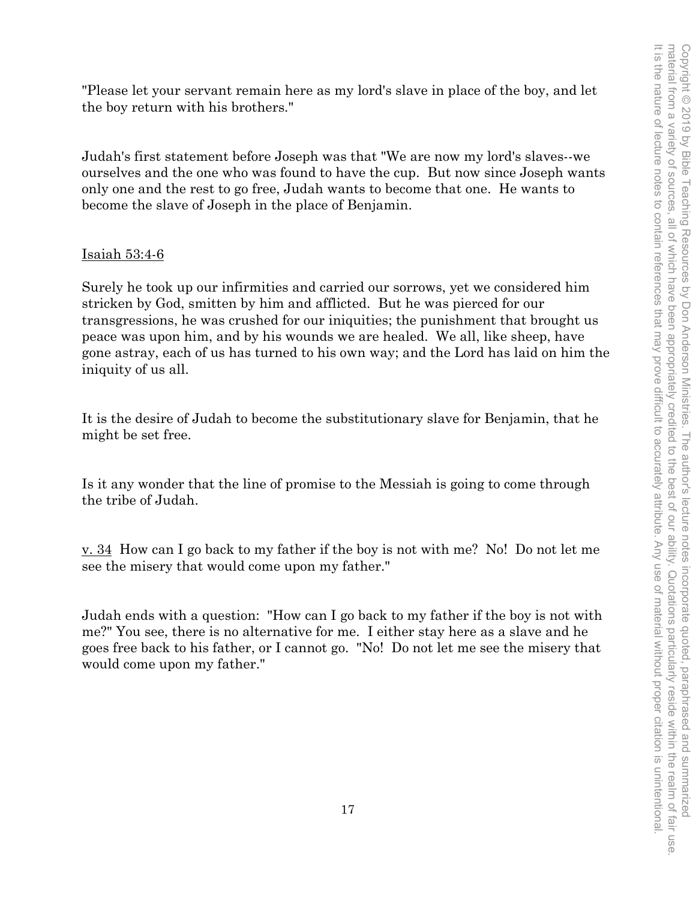"Please let your servant remain here as my lord's slave in place of the boy, and let the boy return with his brothers."

Judah's first statement before Joseph was that "We are now my lord's slaves--we ourselves and the one who was found to have the cup. But now since Joseph wants only one and the rest to go free, Judah wants to become that one. He wants to become the slave of Joseph in the place of Benjamin.

<u>Isaiah 53:4-6</u>

Surely he took up our infirmities and carried our sorrows, yet we considered him stricken by God, smitten by him and afflicted. But he was pierced for our transgressions, he was crushed for our iniquities; the punishment that brought us peace was upon him, and by his wounds we are healed. We all, like sheep, have gone astray, each of us has turned to his own way; and the Lord has laid on him the iniquity of us all.

It is the desire of Judah to become the substitutionary slave for Benjamin, that he might be set free.

Is it any wonder that the line of promise to the Messiah is going to come through the tribe of Judah.

<u>v. 34</u> How can I go back to my father if the boy is not with me? No! Do not let me see the misery that would come upon my father."

Judah ends with a question: "How can I go back to my father if the boy is not with me?" You see, there is no alternative for me. I either stay here as a slave and he goes free back to his father, or I cannot go. "No! Do not let me see the misery that would come upon my father."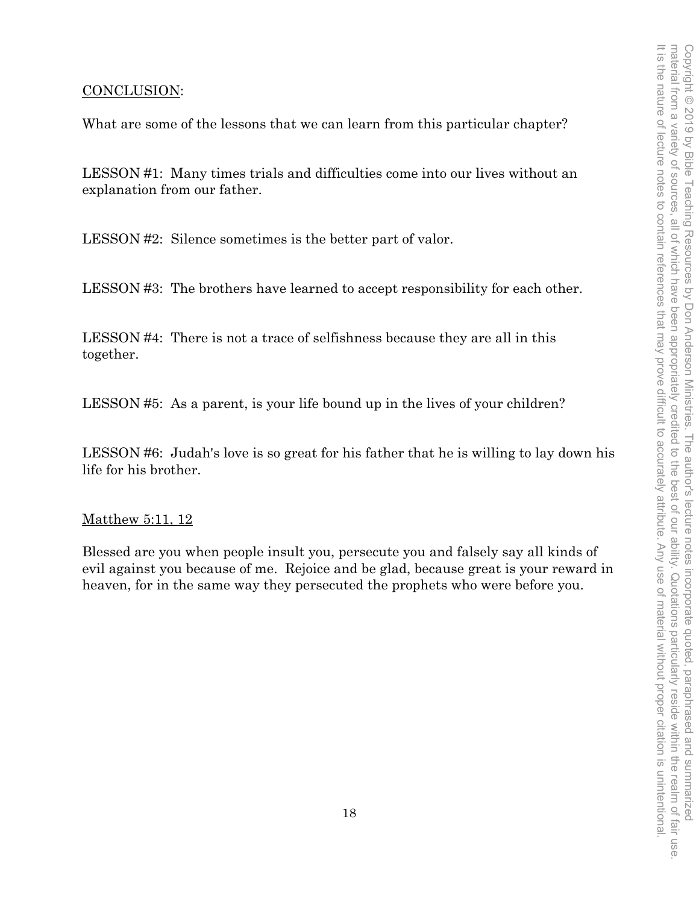<u>CONCLUSION</u>:

What are some of the lessons that we can learn from this particular chapter?

LESSON #1: Many times trials and difficulties come into our lives without an explanation from our father.

LESSON #2: Silence sometimes is the better part of valor.

LESSON #3: The brothers have learned to accept responsibility for each other.

LESSON #4: There is not a trace of selfishness because they are all in this together.

LESSON #5: As a parent, is your life bound up in the lives of your children?

LESSON #6: Judah's love is so great for his father that he is willing to lay down his life for his brother.

<u>Matthew 5:11, 12</u>

Blessed are you when people insult you, persecute you and falsely say all kinds of evil against you because of me. Rejoice and be glad, because great is your reward in heaven, for in the same way they persecuted the prophets who were before you.